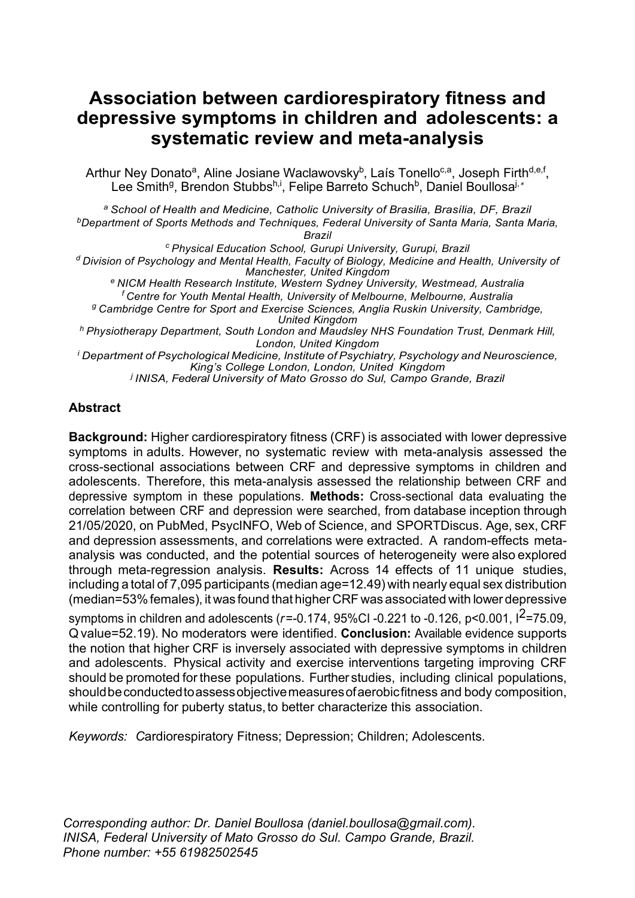# Association between cardiorespiratory fitness and depressive symptoms in children and adolescents: a systematic review and meta-analysis

Arthur Ney Donato[a], Aline Josiane Waclawovsky[b], Laís Tonello[c,a], Joseph Firth[d,e,f], Lee Smith[g], Brendon Stubbs[h,i], Felipe Barreto Schuch[b], Daniel Boullosa[j,*]

[a] *School of Health and Medicine, Catholic University of Brasilia, Brasília, DF, Brazil*
[b] *Department of Sports Methods and Techniques, Federal University of Santa Maria, Santa Maria, Brazil*
[c] *Physical Education School, Gurupi University, Gurupi, Brazil*
[d] *Division of Psychology and Mental Health, Faculty of Biology, Medicine and Health, University of Manchester, United Kingdom*
[e] *NICM Health Research Institute, Western Sydney University, Westmead, Australia*
[f] *Centre for Youth Mental Health, University of Melbourne, Melbourne, Australia*
[g] *Cambridge Centre for Sport and Exercise Sciences, Anglia Ruskin University, Cambridge, United Kingdom*
[h] *Physiotherapy Department, South London and Maudsley NHS Foundation Trust, Denmark Hill, London, United Kingdom*
[i] *Department of Psychological Medicine, Institute of Psychiatry, Psychology and Neuroscience, King's College London, London, United Kingdom*
[j] *INISA, Federal University of Mato Grosso do Sul, Campo Grande, Brazil*

## Abstract

**Background:** Higher cardiorespiratory fitness (CRF) is associated with lower depressive symptoms in adults. However, no systematic review with meta-analysis assessed the cross-sectional associations between CRF and depressive symptoms in children and adolescents. Therefore, this meta-analysis assessed the relationship between CRF and depressive symptom in these populations. **Methods:** Cross-sectional data evaluating the correlation between CRF and depression were searched, from database inception through 21/05/2020, on PubMed, PsycINFO, Web of Science, and SPORTDiscus. Age, sex, CRF and depression assessments, and correlations were extracted. A random-effects meta-analysis was conducted, and the potential sources of heterogeneity were also explored through meta-regression analysis. **Results:** Across 14 effects of 11 unique studies, including a total of 7,095 participants (median age=12.49) with nearly equal sex distribution (median=53% females), it was found that higher CRF was associated with lower depressive symptoms in children and adolescents ($r$=-0.174, 95%CI -0.221 to -0.126, p<0.001, $I^2$=75.09, Q value=52.19). No moderators were identified. **Conclusion:** Available evidence supports the notion that higher CRF is inversely associated with depressive symptoms in children and adolescents. Physical activity and exercise interventions targeting improving CRF should be promoted for these populations. Further studies, including clinical populations, should be conducted to assess objective measures of aerobic fitness and body composition, while controlling for puberty status, to better characterize this association.

*Keywords: C*ardiorespiratory Fitness; Depression; Children; Adolescents.

*Corresponding author: Dr. Daniel Boullosa (daniel.boullosa@gmail.com). INISA, Federal University of Mato Grosso do Sul. Campo Grande, Brazil. Phone number: +55 61982502545*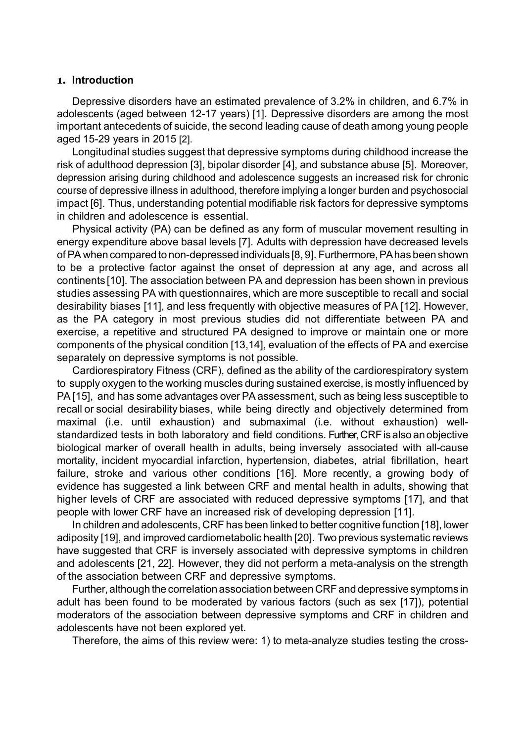## 1. Introduction

Depressive disorders have an estimated prevalence of 3.2% in children, and 6.7% in adolescents (aged between 12-17 years) [1]. Depressive disorders are among the most important antecedents of suicide, the second leading cause of death among young people aged 15-29 years in 2015 [2].

Longitudinal studies suggest that depressive symptoms during childhood increase the risk of adulthood depression [3], bipolar disorder [4], and substance abuse [5]. Moreover, depression arising during childhood and adolescence suggests an increased risk for chronic course of depressive illness in adulthood, therefore implying a longer burden and psychosocial impact [6]. Thus, understanding potential modifiable risk factors for depressive symptoms in children and adolescence is essential.

Physical activity (PA) can be defined as any form of muscular movement resulting in energy expenditure above basal levels [7]. Adults with depression have decreased levels of PA when compared to non-depressed individuals [8, 9]. Furthermore, PA has been shown to be a protective factor against the onset of depression at any age, and across all continents [10]. The association between PA and depression has been shown in previous studies assessing PA with questionnaires, which are more susceptible to recall and social desirability biases [11], and less frequently with objective measures of PA [12]. However, as the PA category in most previous studies did not differentiate between PA and exercise, a repetitive and structured PA designed to improve or maintain one or more components of the physical condition [13,14], evaluation of the effects of PA and exercise separately on depressive symptoms is not possible.

Cardiorespiratory Fitness (CRF), defined as the ability of the cardiorespiratory system to supply oxygen to the working muscles during sustained exercise, is mostly influenced by PA [15], and has some advantages over PA assessment, such as being less susceptible to recall or social desirability biases, while being directly and objectively determined from maximal (i.e. until exhaustion) and submaximal (i.e. without exhaustion) well-standardized tests in both laboratory and field conditions. Further, CRF is also an objective biological marker of overall health in adults, being inversely associated with all-cause mortality, incident myocardial infarction, hypertension, diabetes, atrial fibrillation, heart failure, stroke and various other conditions [16]. More recently, a growing body of evidence has suggested a link between CRF and mental health in adults, showing that higher levels of CRF are associated with reduced depressive symptoms [17], and that people with lower CRF have an increased risk of developing depression [11].

In children and adolescents, CRF has been linked to better cognitive function [18], lower adiposity [19], and improved cardiometabolic health [20]. Two previous systematic reviews have suggested that CRF is inversely associated with depressive symptoms in children and adolescents [21, 22]. However, they did not perform a meta-analysis on the strength of the association between CRF and depressive symptoms.

Further, although the correlation association between CRF and depressive symptoms in adult has been found to be moderated by various factors (such as sex [17]), potential moderators of the association between depressive symptoms and CRF in children and adolescents have not been explored yet.

Therefore, the aims of this review were: 1) to meta-analyze studies testing the cross-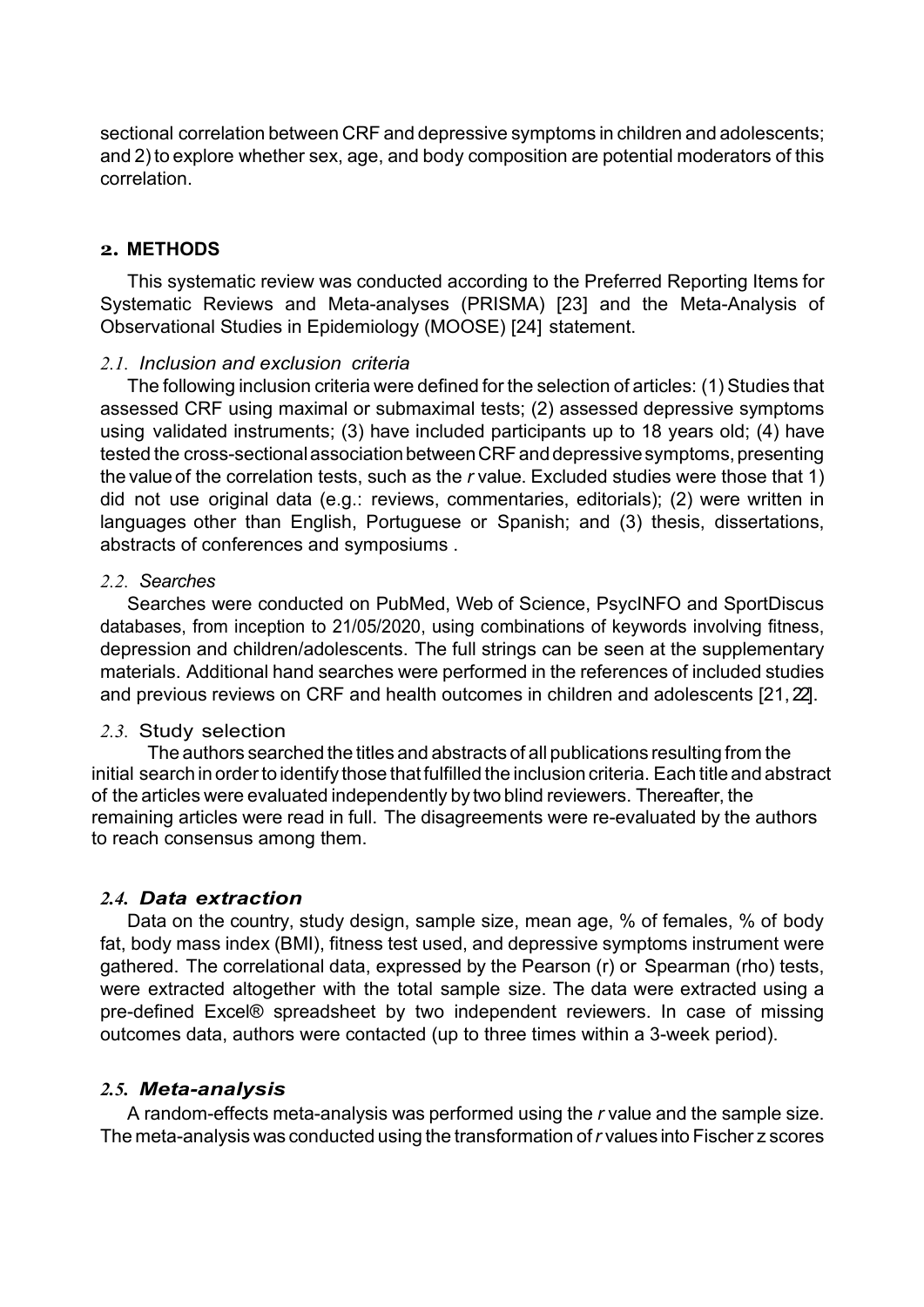sectional correlation between CRF and depressive symptoms in children and adolescents; and 2) to explore whether sex, age, and body composition are potential moderators of this correlation.

## 2. METHODS

This systematic review was conducted according to the Preferred Reporting Items for Systematic Reviews and Meta-analyses (PRISMA) [23] and the Meta-Analysis of Observational Studies in Epidemiology (MOOSE) [24] statement.

### 2.1. Inclusion and exclusion criteria

The following inclusion criteria were defined for the selection of articles: (1) Studies that assessed CRF using maximal or submaximal tests; (2) assessed depressive symptoms using validated instruments; (3) have included participants up to 18 years old; (4) have tested the cross-sectional association between CRF and depressive symptoms, presenting the value of the correlation tests, such as the *r* value. Excluded studies were those that 1) did not use original data (e.g.: reviews, commentaries, editorials); (2) were written in languages other than English, Portuguese or Spanish; and (3) thesis, dissertations, abstracts of conferences and symposiums .

### 2.2. Searches

Searches were conducted on PubMed, Web of Science, PsycINFO and SportDiscus databases, from inception to 21/05/2020, using combinations of keywords involving fitness, depression and children/adolescents. The full strings can be seen at the supplementary materials. Additional hand searches were performed in the references of included studies and previous reviews on CRF and health outcomes in children and adolescents [21, 22].

### 2.3. Study selection

The authors searched the titles and abstracts of all publications resulting from the initial search in order to identify those that fulfilled the inclusion criteria. Each title and abstract of the articles were evaluated independently by two blind reviewers. Thereafter, the remaining articles were read in full. The disagreements were re-evaluated by the authors to reach consensus among them.

### 2.4. Data extraction

Data on the country, study design, sample size, mean age, % of females, % of body fat, body mass index (BMI), fitness test used, and depressive symptoms instrument were gathered. The correlational data, expressed by the Pearson (r) or Spearman (rho) tests, were extracted altogether with the total sample size. The data were extracted using a pre-defined Excel® spreadsheet by two independent reviewers. In case of missing outcomes data, authors were contacted (up to three times within a 3-week period).

### 2.5. Meta-analysis

A random-effects meta-analysis was performed using the *r* value and the sample size. The meta-analysis was conducted using the transformation of *r* values into Fischer z scores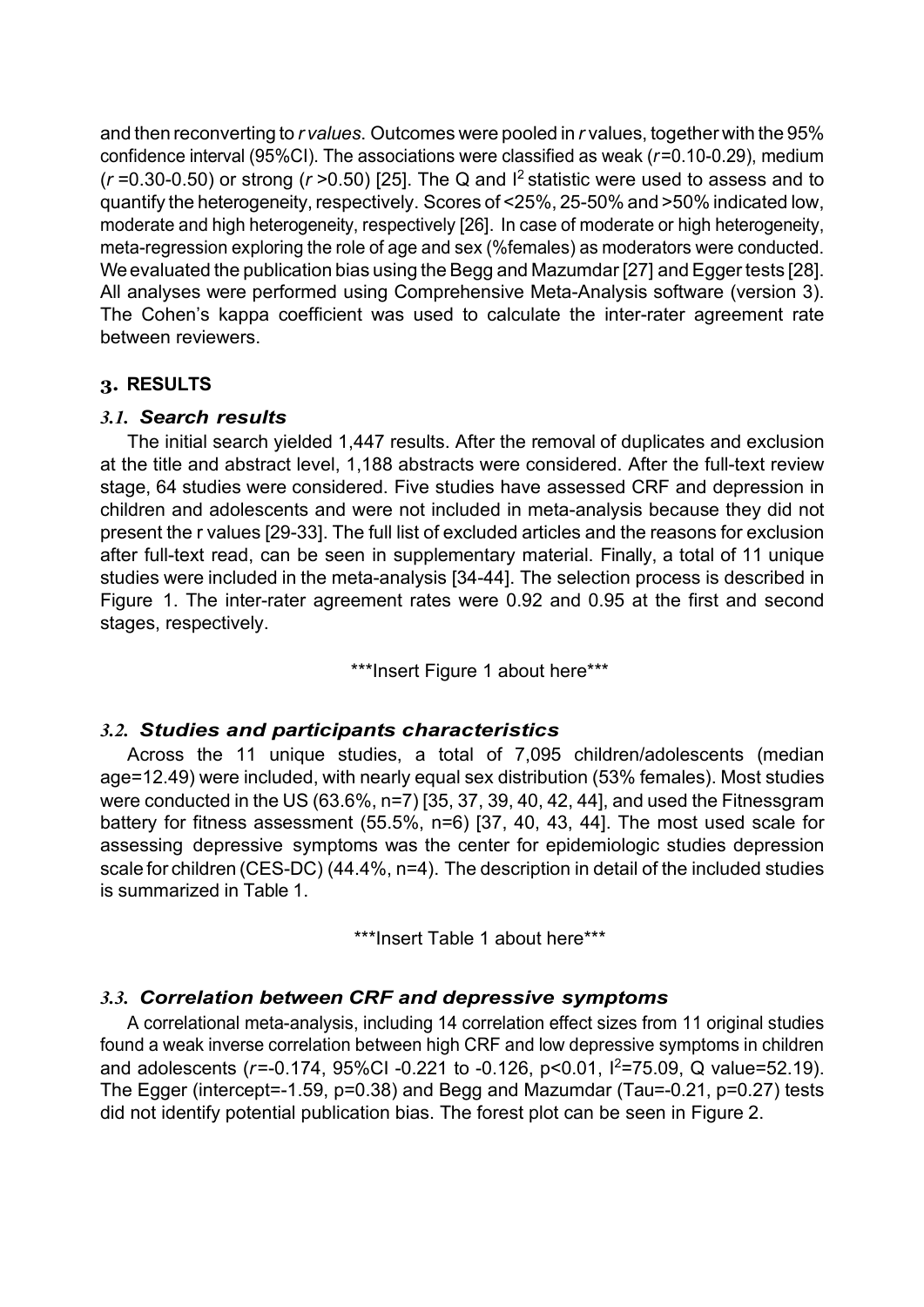and then reconverting to *r values*. Outcomes were pooled in *r* values, together with the 95% confidence interval (95%CI). The associations were classified as weak ($r$=0.10-0.29), medium ($r$ =0.30-0.50) or strong ($r$ >0.50) [25]. The Q and $I^2$ statistic were used to assess and to quantify the heterogeneity, respectively. Scores of <25%, 25-50% and >50% indicated low, moderate and high heterogeneity, respectively [26]. In case of moderate or high heterogeneity, meta-regression exploring the role of age and sex (%females) as moderators were conducted. We evaluated the publication bias using the Begg and Mazumdar [27] and Egger tests [28]. All analyses were performed using Comprehensive Meta-Analysis software (version 3). The Cohen's kappa coefficient was used to calculate the inter-rater agreement rate between reviewers.

## 3. RESULTS

### 3.1. *Search results*

The initial search yielded 1,447 results. After the removal of duplicates and exclusion at the title and abstract level, 1,188 abstracts were considered. After the full-text review stage, 64 studies were considered. Five studies have assessed CRF and depression in children and adolescents and were not included in meta-analysis because they did not present the r values [29-33]. The full list of excluded articles and the reasons for exclusion after full-text read, can be seen in supplementary material. Finally, a total of 11 unique studies were included in the meta-analysis [34-44]. The selection process is described in Figure 1. The inter-rater agreement rates were 0.92 and 0.95 at the first and second stages, respectively.

***Insert Figure 1 about here***

### 3.2. *Studies and participants characteristics*

Across the 11 unique studies, a total of 7,095 children/adolescents (median age=12.49) were included, with nearly equal sex distribution (53% females). Most studies were conducted in the US (63.6%, n=7) [35, 37, 39, 40, 42, 44], and used the Fitnessgram battery for fitness assessment (55.5%, n=6) [37, 40, 43, 44]. The most used scale for assessing depressive symptoms was the center for epidemiologic studies depression scale for children (CES-DC) (44.4%, n=4). The description in detail of the included studies is summarized in Table 1.

***Insert Table 1 about here***

### 3.3. *Correlation between CRF and depressive symptoms*

A correlational meta-analysis, including 14 correlation effect sizes from 11 original studies found a weak inverse correlation between high CRF and low depressive symptoms in children and adolescents ($r$=-0.174, 95%CI -0.221 to -0.126, $p<0.01$, $I^2$=75.09, Q value=52.19). The Egger (intercept=-1.59, $p$=0.38) and Begg and Mazumdar (Tau=-0.21, $p$=0.27) tests did not identify potential publication bias. The forest plot can be seen in Figure 2.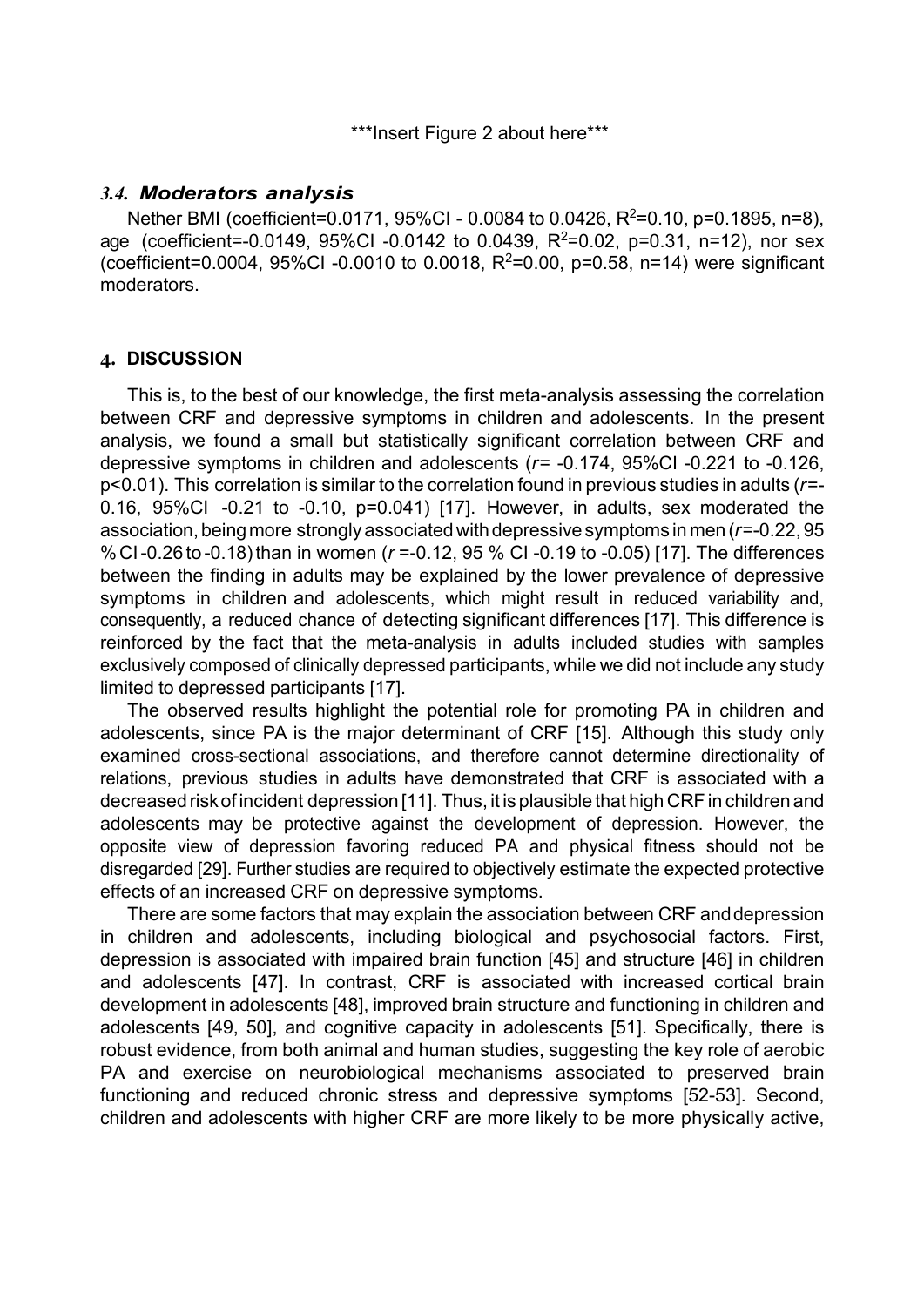***Insert Figure 2 about here***

### 3.4. *Moderators analysis*

Nether BMI (coefficient=0.0171, 95%CI - 0.0084 to 0.0426, $R^2$=0.10, p=0.1895, n=8), age (coefficient=-0.0149, 95%CI -0.0142 to 0.0439, $R^2$=0.02, p=0.31, n=12), nor sex (coefficient=0.0004, 95%CI -0.0010 to 0.0018, $R^2$=0.00, p=0.58, n=14) were significant moderators.

## 4. DISCUSSION

This is, to the best of our knowledge, the first meta-analysis assessing the correlation between CRF and depressive symptoms in children and adolescents. In the present analysis, we found a small but statistically significant correlation between CRF and depressive symptoms in children and adolescents (*r*= -0.174, 95%CI -0.221 to -0.126, p<0.01). This correlation is similar to the correlation found in previous studies in adults (*r*=-0.16, 95%CI -0.21 to -0.10, p=0.041) [17]. However, in adults, sex moderated the association, being more strongly associated with depressive symptoms in men (*r*=-0.22, 95 % CI -0.26 to -0.18) than in women (*r* =-0.12, 95 % CI -0.19 to -0.05) [17]. The differences between the finding in adults may be explained by the lower prevalence of depressive symptoms in children and adolescents, which might result in reduced variability and, consequently, a reduced chance of detecting significant differences [17]. This difference is reinforced by the fact that the meta-analysis in adults included studies with samples exclusively composed of clinically depressed participants, while we did not include any study limited to depressed participants [17].

The observed results highlight the potential role for promoting PA in children and adolescents, since PA is the major determinant of CRF [15]. Although this study only examined cross-sectional associations, and therefore cannot determine directionality of relations, previous studies in adults have demonstrated that CRF is associated with a decreased risk of incident depression [11]. Thus, it is plausible that high CRF in children and adolescents may be protective against the development of depression. However, the opposite view of depression favoring reduced PA and physical fitness should not be disregarded [29]. Further studies are required to objectively estimate the expected protective effects of an increased CRF on depressive symptoms.

There are some factors that may explain the association between CRF and depression in children and adolescents, including biological and psychosocial factors. First, depression is associated with impaired brain function [45] and structure [46] in children and adolescents [47]. In contrast, CRF is associated with increased cortical brain development in adolescents [48], improved brain structure and functioning in children and adolescents [49, 50], and cognitive capacity in adolescents [51]. Specifically, there is robust evidence, from both animal and human studies, suggesting the key role of aerobic PA and exercise on neurobiological mechanisms associated to preserved brain functioning and reduced chronic stress and depressive symptoms [52-53]. Second, children and adolescents with higher CRF are more likely to be more physically active,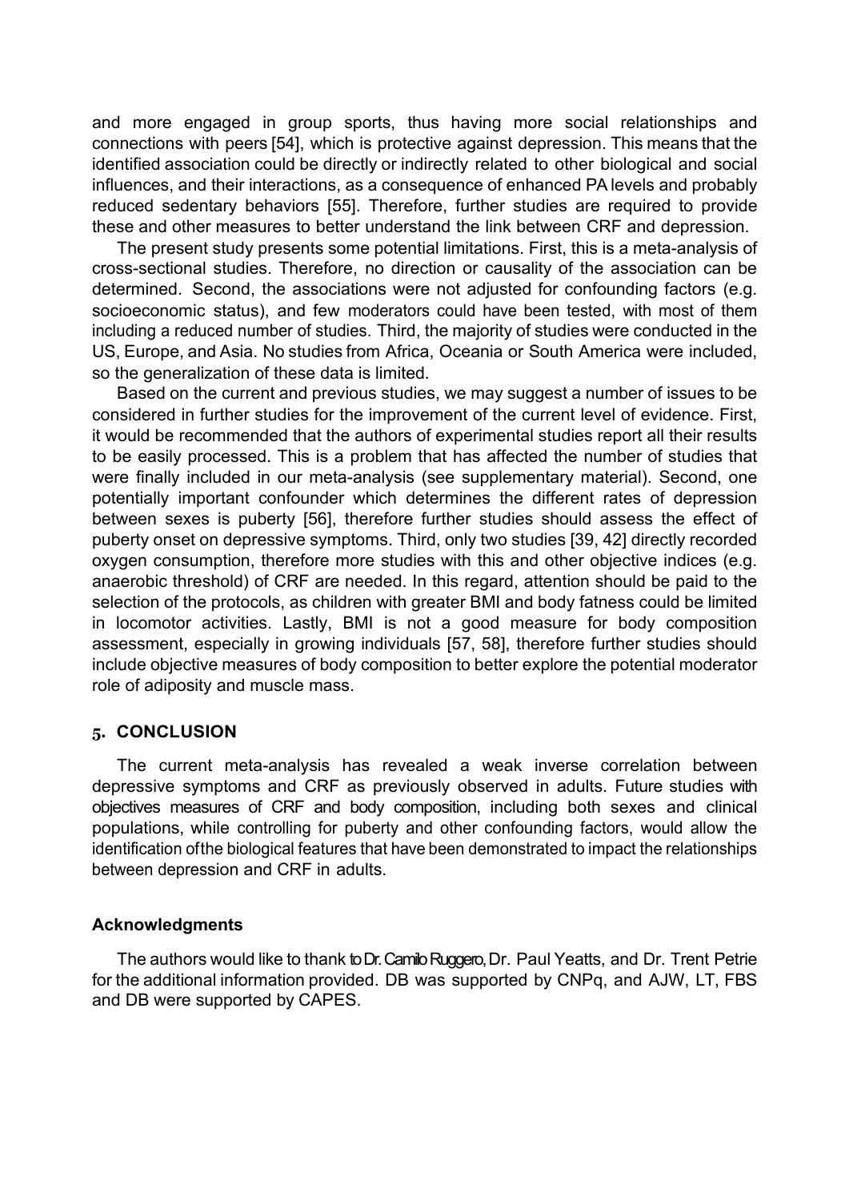and more engaged in group sports, thus having more social relationships and connections with peers [54], which is protective against depression. This means that the identified association could be directly or indirectly related to other biological and social influences, and their interactions, as a consequence of enhanced PA levels and probably reduced sedentary behaviors [55]. Therefore, further studies are required to provide these and other measures to better understand the link between CRF and depression.

The present study presents some potential limitations. First, this is a meta-analysis of cross-sectional studies. Therefore, no direction or causality of the association can be determined. Second, the associations were not adjusted for confounding factors (e.g. socioeconomic status), and few moderators could have been tested, with most of them including a reduced number of studies. Third, the majority of studies were conducted in the US, Europe, and Asia. No studies from Africa, Oceania or South America were included, so the generalization of these data is limited.

Based on the current and previous studies, we may suggest a number of issues to be considered in further studies for the improvement of the current level of evidence. First, it would be recommended that the authors of experimental studies report all their results to be easily processed. This is a problem that has affected the number of studies that were finally included in our meta-analysis (see supplementary material). Second, one potentially important confounder which determines the different rates of depression between sexes is puberty [56], therefore further studies should assess the effect of puberty onset on depressive symptoms. Third, only two studies [39, 42] directly recorded oxygen consumption, therefore more studies with this and other objective indices (e.g. anaerobic threshold) of CRF are needed. In this regard, attention should be paid to the selection of the protocols, as children with greater BMI and body fatness could be limited in locomotor activities. Lastly, BMI is not a good measure for body composition assessment, especially in growing individuals [57, 58], therefore further studies should include objective measures of body composition to better explore the potential moderator role of adiposity and muscle mass.

## 5. CONCLUSION

The current meta-analysis has revealed a weak inverse correlation between depressive symptoms and CRF as previously observed in adults. Future studies with objectives measures of CRF and body composition, including both sexes and clinical populations, while controlling for puberty and other confounding factors, would allow the identification ofthe biological features that have been demonstrated to impact the relationships between depression and CRF in adults.

### Acknowledgments

The authors would like to thank to Dr. Camilo Ruggero, Dr. Paul Yeatts, and Dr. Trent Petrie for the additional information provided. DB was supported by CNPq, and AJW, LT, FBS and DB were supported by CAPES.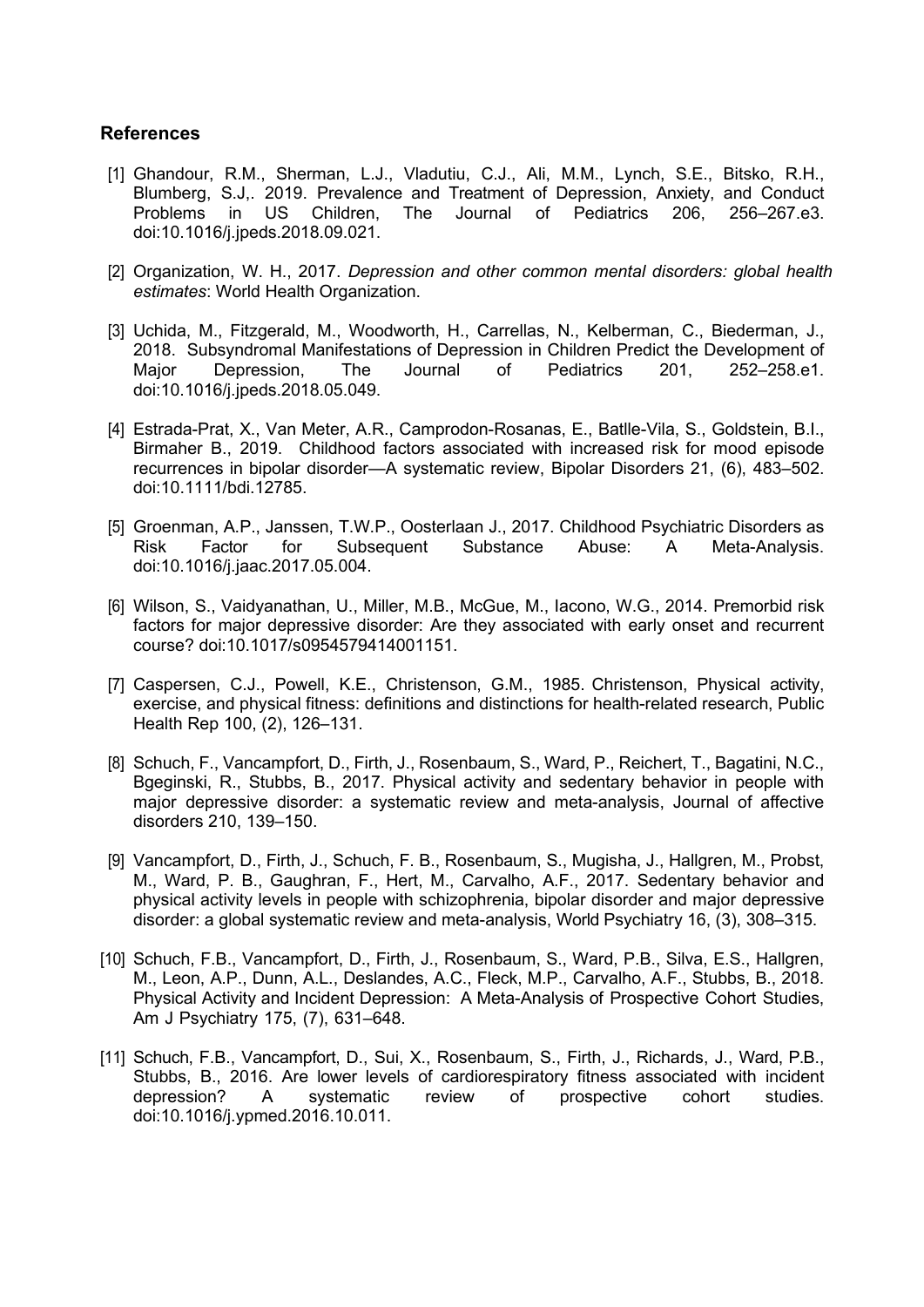### References

[1] Ghandour, R.M., Sherman, L.J., Vladutiu, C.J., Ali, M.M., Lynch, S.E., Bitsko, R.H., Blumberg, S.J,. 2019. Prevalence and Treatment of Depression, Anxiety, and Conduct Problems in US Children, The Journal of Pediatrics 206, 256–267.e3. doi:10.1016/j.jpeds.2018.09.021.

[2] Organization, W. H., 2017. *Depression and other common mental disorders: global health estimates*: World Health Organization.

[3] Uchida, M., Fitzgerald, M., Woodworth, H., Carrellas, N., Kelberman, C., Biederman, J., 2018. Subsyndromal Manifestations of Depression in Children Predict the Development of Major Depression, The Journal of Pediatrics 201, 252–258.e1. doi:10.1016/j.jpeds.2018.05.049.

[4] Estrada-Prat, X., Van Meter, A.R., Camprodon-Rosanas, E., Batlle-Vila, S., Goldstein, B.I., Birmaher B., 2019. Childhood factors associated with increased risk for mood episode recurrences in bipolar disorder—A systematic review, Bipolar Disorders 21, (6), 483–502. doi:10.1111/bdi.12785.

[5] Groenman, A.P., Janssen, T.W.P., Oosterlaan J., 2017. Childhood Psychiatric Disorders as Risk Factor for Subsequent Substance Abuse: A Meta-Analysis. doi:10.1016/j.jaac.2017.05.004.

[6] Wilson, S., Vaidyanathan, U., Miller, M.B., McGue, M., Iacono, W.G., 2014. Premorbid risk factors for major depressive disorder: Are they associated with early onset and recurrent course? doi:10.1017/s0954579414001151.

[7] Caspersen, C.J., Powell, K.E., Christenson, G.M., 1985. Christenson, Physical activity, exercise, and physical fitness: definitions and distinctions for health-related research, Public Health Rep 100, (2), 126–131.

[8] Schuch, F., Vancampfort, D., Firth, J., Rosenbaum, S., Ward, P., Reichert, T., Bagatini, N.C., Bgeginski, R., Stubbs, B., 2017. Physical activity and sedentary behavior in people with major depressive disorder: a systematic review and meta-analysis, Journal of affective disorders 210, 139–150.

[9] Vancampfort, D., Firth, J., Schuch, F. B., Rosenbaum, S., Mugisha, J., Hallgren, M., Probst, M., Ward, P. B., Gaughran, F., Hert, M., Carvalho, A.F., 2017. Sedentary behavior and physical activity levels in people with schizophrenia, bipolar disorder and major depressive disorder: a global systematic review and meta-analysis, World Psychiatry 16, (3), 308–315.

[10] Schuch, F.B., Vancampfort, D., Firth, J., Rosenbaum, S., Ward, P.B., Silva, E.S., Hallgren, M., Leon, A.P., Dunn, A.L., Deslandes, A.C., Fleck, M.P., Carvalho, A.F., Stubbs, B., 2018. Physical Activity and Incident Depression: A Meta-Analysis of Prospective Cohort Studies, Am J Psychiatry 175, (7), 631–648.

[11] Schuch, F.B., Vancampfort, D., Sui, X., Rosenbaum, S., Firth, J., Richards, J., Ward, P.B., Stubbs, B., 2016. Are lower levels of cardiorespiratory fitness associated with incident depression? A systematic review of prospective cohort studies. doi:10.1016/j.ypmed.2016.10.011.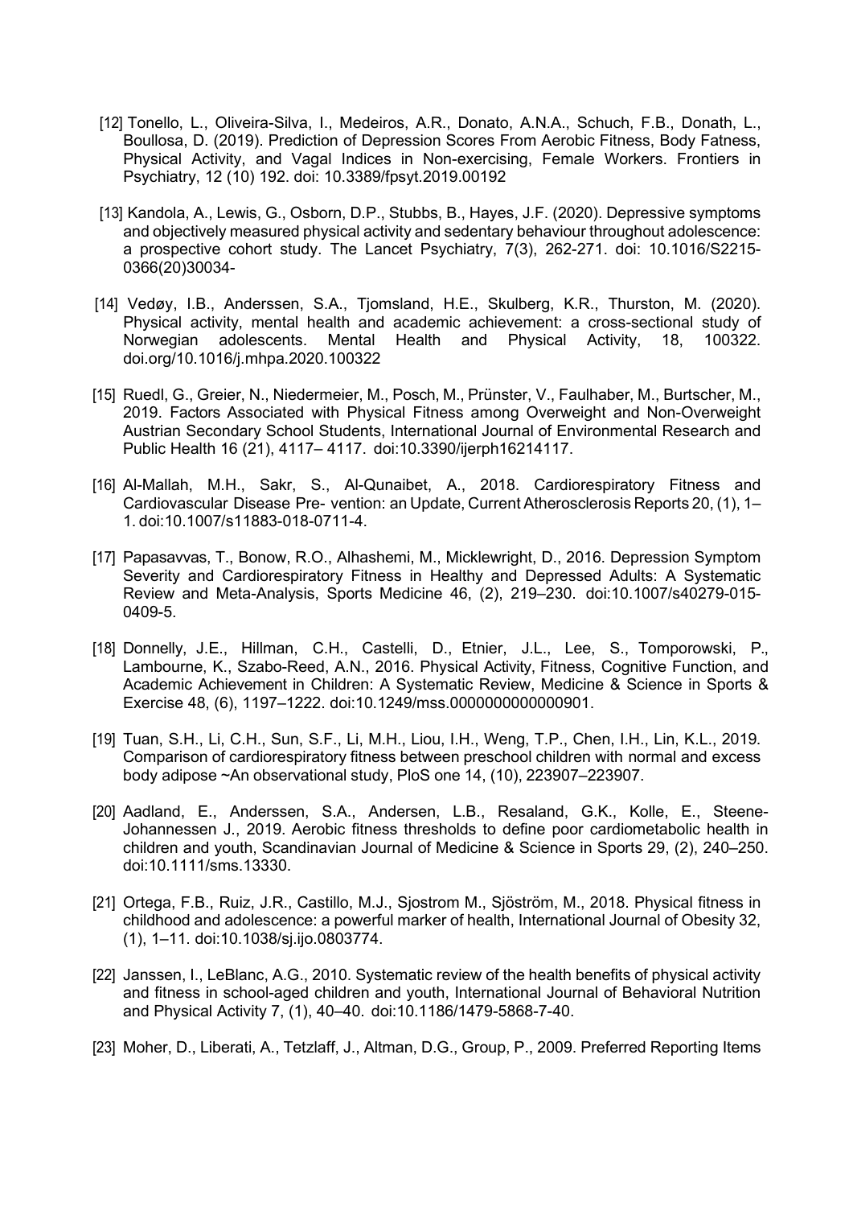[12] Tonello, L., Oliveira-Silva, I., Medeiros, A.R., Donato, A.N.A., Schuch, F.B., Donath, L., Boullosa, D. (2019). Prediction of Depression Scores From Aerobic Fitness, Body Fatness, Physical Activity, and Vagal Indices in Non-exercising, Female Workers. Frontiers in Psychiatry, 12 (10) 192. doi: 10.3389/fpsyt.2019.00192

[13] Kandola, A., Lewis, G., Osborn, D.P., Stubbs, B., Hayes, J.F. (2020). Depressive symptoms and objectively measured physical activity and sedentary behaviour throughout adolescence: a prospective cohort study. The Lancet Psychiatry, 7(3), 262-271. doi: 10.1016/S2215-0366(20)30034-

[14] Vedøy, I.B., Anderssen, S.A., Tjomsland, H.E., Skulberg, K.R., Thurston, M. (2020). Physical activity, mental health and academic achievement: a cross-sectional study of Norwegian adolescents. Mental Health and Physical Activity, 18, 100322. doi.org/10.1016/j.mhpa.2020.100322

[15] Ruedl, G., Greier, N., Niedermeier, M., Posch, M., Prünster, V., Faulhaber, M., Burtscher, M., 2019. Factors Associated with Physical Fitness among Overweight and Non-Overweight Austrian Secondary School Students, International Journal of Environmental Research and Public Health 16 (21), 4117– 4117. doi:10.3390/ijerph16214117.

[16] Al-Mallah, M.H., Sakr, S., Al-Qunaibet, A., 2018. Cardiorespiratory Fitness and Cardiovascular Disease Pre- vention: an Update, Current Atherosclerosis Reports 20, (1), 1–1. doi:10.1007/s11883-018-0711-4.

[17] Papasavvas, T., Bonow, R.O., Alhashemi, M., Micklewright, D., 2016. Depression Symptom Severity and Cardiorespiratory Fitness in Healthy and Depressed Adults: A Systematic Review and Meta-Analysis, Sports Medicine 46, (2), 219–230. doi:10.1007/s40279-015-0409-5.

[18] Donnelly, J.E., Hillman, C.H., Castelli, D., Etnier, J.L., Lee, S., Tomporowski, P., Lambourne, K., Szabo-Reed, A.N., 2016. Physical Activity, Fitness, Cognitive Function, and Academic Achievement in Children: A Systematic Review, Medicine & Science in Sports & Exercise 48, (6), 1197–1222. doi:10.1249/mss.0000000000000901.

[19] Tuan, S.H., Li, C.H., Sun, S.F., Li, M.H., Liou, I.H., Weng, T.P., Chen, I.H., Lin, K.L., 2019. Comparison of cardiorespiratory fitness between preschool children with normal and excess body adipose ~An observational study, PloS one 14, (10), 223907–223907.

[20] Aadland, E., Anderssen, S.A., Andersen, L.B., Resaland, G.K., Kolle, E., Steene-Johannessen J., 2019. Aerobic fitness thresholds to define poor cardiometabolic health in children and youth, Scandinavian Journal of Medicine & Science in Sports 29, (2), 240–250. doi:10.1111/sms.13330.

[21] Ortega, F.B., Ruiz, J.R., Castillo, M.J., Sjostrom M., Sjöström, M., 2018. Physical fitness in childhood and adolescence: a powerful marker of health, International Journal of Obesity 32, (1), 1–11. doi:10.1038/sj.ijo.0803774.

[22] Janssen, I., LeBlanc, A.G., 2010. Systematic review of the health benefits of physical activity and fitness in school-aged children and youth, International Journal of Behavioral Nutrition and Physical Activity 7, (1), 40–40. doi:10.1186/1479-5868-7-40.

[23] Moher, D., Liberati, A., Tetzlaff, J., Altman, D.G., Group, P., 2009. Preferred Reporting Items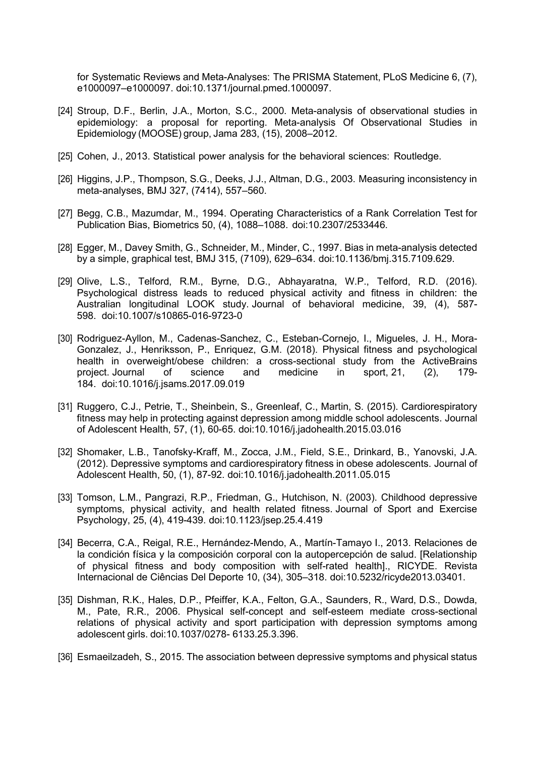for Systematic Reviews and Meta-Analyses: The PRISMA Statement, PLoS Medicine 6, (7), e1000097–e1000097. doi:10.1371/journal.pmed.1000097.

[24] Stroup, D.F., Berlin, J.A., Morton, S.C., 2000. Meta-analysis of observational studies in epidemiology: a proposal for reporting. Meta-analysis Of Observational Studies in Epidemiology (MOOSE) group, Jama 283, (15), 2008–2012.

[25] Cohen, J., 2013. Statistical power analysis for the behavioral sciences: Routledge.

[26] Higgins, J.P., Thompson, S.G., Deeks, J.J., Altman, D.G., 2003. Measuring inconsistency in meta-analyses, BMJ 327, (7414), 557–560.

[27] Begg, C.B., Mazumdar, M., 1994. Operating Characteristics of a Rank Correlation Test for Publication Bias, Biometrics 50, (4), 1088–1088. doi:10.2307/2533446.

[28] Egger, M., Davey Smith, G., Schneider, M., Minder, C., 1997. Bias in meta-analysis detected by a simple, graphical test, BMJ 315, (7109), 629–634. doi:10.1136/bmj.315.7109.629.

[29] Olive, L.S., Telford, R.M., Byrne, D.G., Abhayaratna, W.P., Telford, R.D. (2016). Psychological distress leads to reduced physical activity and fitness in children: the Australian longitudinal LOOK study. Journal of behavioral medicine, 39, (4), 587-598. doi:10.1007/s10865-016-9723-0

[30] Rodriguez-Ayllon, M., Cadenas-Sanchez, C., Esteban-Cornejo, I., Migueles, J. H., Mora-Gonzalez, J., Henriksson, P., Enriquez, G.M. (2018). Physical fitness and psychological health in overweight/obese children: a cross-sectional study from the ActiveBrains project. Journal of science and medicine in sport, 21, (2), 179-184. doi:10.1016/j.jsams.2017.09.019

[31] Ruggero, C.J., Petrie, T., Sheinbein, S., Greenleaf, C., Martin, S. (2015). Cardiorespiratory fitness may help in protecting against depression among middle school adolescents. Journal of Adolescent Health, 57, (1), 60-65. doi:10.1016/j.jadohealth.2015.03.016

[32] Shomaker, L.B., Tanofsky-Kraff, M., Zocca, J.M., Field, S.E., Drinkard, B., Yanovski, J.A. (2012). Depressive symptoms and cardiorespiratory fitness in obese adolescents. Journal of Adolescent Health, 50, (1), 87-92. doi:10.1016/j.jadohealth.2011.05.015

[33] Tomson, L.M., Pangrazi, R.P., Friedman, G., Hutchison, N. (2003). Childhood depressive symptoms, physical activity, and health related fitness. Journal of Sport and Exercise Psychology, 25, (4), 419-439. doi:10.1123/jsep.25.4.419

[34] Becerra, C.A., Reigal, R.E., Hernández-Mendo, A., Martín-Tamayo I., 2013. Relaciones de la condición física y la composición corporal con la autopercepción de salud. [Relationship of physical fitness and body composition with self-rated health]., RICYDE. Revista Internacional de Ciências Del Deporte 10, (34), 305–318. doi:10.5232/ricyde2013.03401.

[35] Dishman, R.K., Hales, D.P., Pfeiffer, K.A., Felton, G.A., Saunders, R., Ward, D.S., Dowda, M., Pate, R.R., 2006. Physical self-concept and self-esteem mediate cross-sectional relations of physical activity and sport participation with depression symptoms among adolescent girls. doi:10.1037/0278- 6133.25.3.396.

[36] Esmaeilzadeh, S., 2015. The association between depressive symptoms and physical status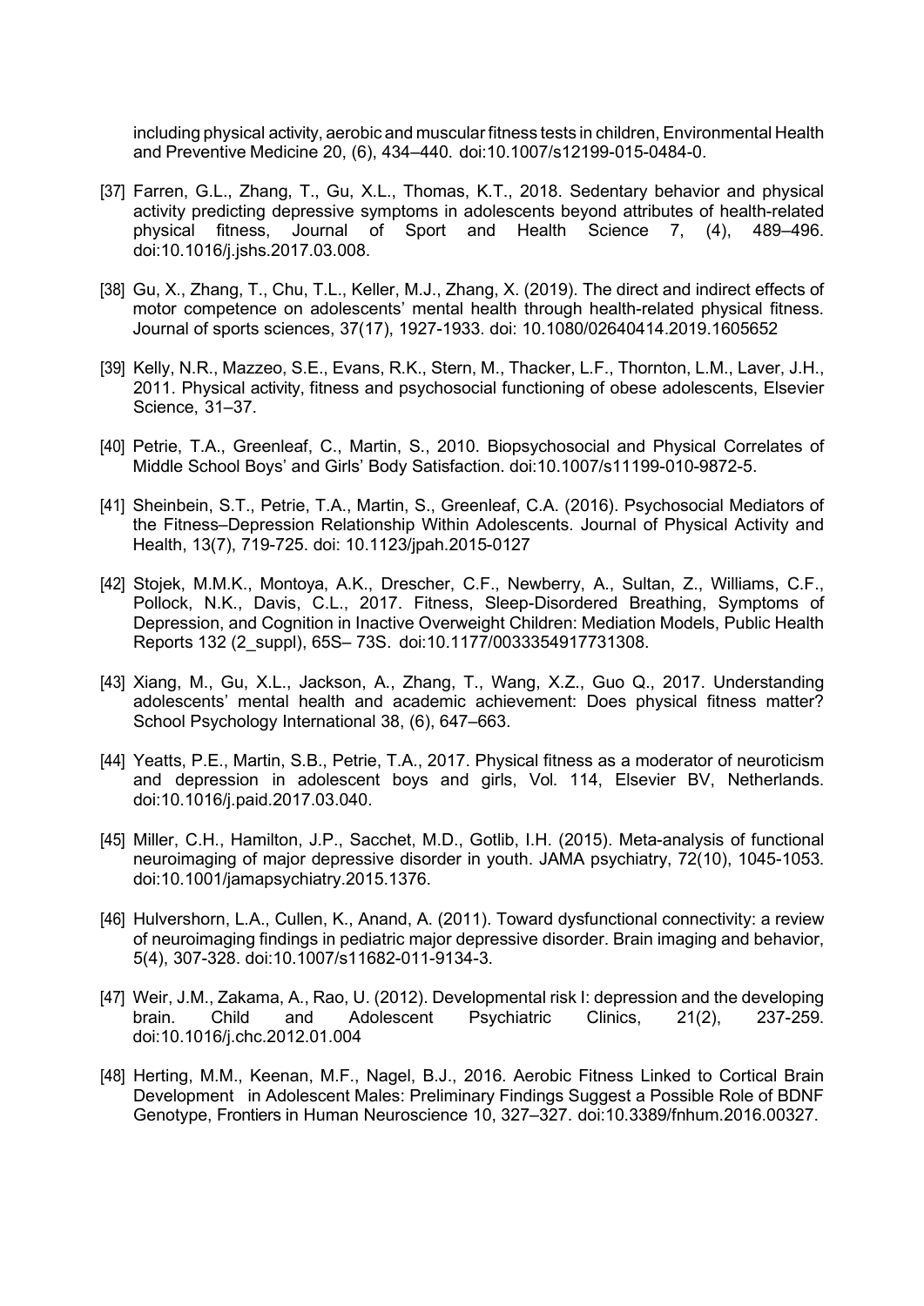including physical activity, aerobic and muscular fitness tests in children, Environmental Health and Preventive Medicine 20, (6), 434–440. doi:10.1007/s12199-015-0484-0.

[37] Farren, G.L., Zhang, T., Gu, X.L., Thomas, K.T., 2018. Sedentary behavior and physical activity predicting depressive symptoms in adolescents beyond attributes of health-related physical fitness, Journal of Sport and Health Science 7, (4), 489–496. doi:10.1016/j.jshs.2017.03.008.

[38] Gu, X., Zhang, T., Chu, T.L., Keller, M.J., Zhang, X. (2019). The direct and indirect effects of motor competence on adolescents' mental health through health-related physical fitness. Journal of sports sciences, 37(17), 1927-1933. doi: 10.1080/02640414.2019.1605652

[39] Kelly, N.R., Mazzeo, S.E., Evans, R.K., Stern, M., Thacker, L.F., Thornton, L.M., Laver, J.H., 2011. Physical activity, fitness and psychosocial functioning of obese adolescents, Elsevier Science, 31–37.

[40] Petrie, T.A., Greenleaf, C., Martin, S., 2010. Biopsychosocial and Physical Correlates of Middle School Boys' and Girls' Body Satisfaction. doi:10.1007/s11199-010-9872-5.

[41] Sheinbein, S.T., Petrie, T.A., Martin, S., Greenleaf, C.A. (2016). Psychosocial Mediators of the Fitness–Depression Relationship Within Adolescents. Journal of Physical Activity and Health, 13(7), 719-725. doi: 10.1123/jpah.2015-0127

[42] Stojek, M.M.K., Montoya, A.K., Drescher, C.F., Newberry, A., Sultan, Z., Williams, C.F., Pollock, N.K., Davis, C.L., 2017. Fitness, Sleep-Disordered Breathing, Symptoms of Depression, and Cognition in Inactive Overweight Children: Mediation Models, Public Health Reports 132 (2_suppl), 65S– 73S. doi:10.1177/0033354917731308.

[43] Xiang, M., Gu, X.L., Jackson, A., Zhang, T., Wang, X.Z., Guo Q., 2017. Understanding adolescents' mental health and academic achievement: Does physical fitness matter? School Psychology International 38, (6), 647–663.

[44] Yeatts, P.E., Martin, S.B., Petrie, T.A., 2017. Physical fitness as a moderator of neuroticism and depression in adolescent boys and girls, Vol. 114, Elsevier BV, Netherlands. doi:10.1016/j.paid.2017.03.040.

[45] Miller, C.H., Hamilton, J.P., Sacchet, M.D., Gotlib, I.H. (2015). Meta-analysis of functional neuroimaging of major depressive disorder in youth. JAMA psychiatry, 72(10), 1045-1053. doi:10.1001/jamapsychiatry.2015.1376.

[46] Hulvershorn, L.A., Cullen, K., Anand, A. (2011). Toward dysfunctional connectivity: a review of neuroimaging findings in pediatric major depressive disorder. Brain imaging and behavior, 5(4), 307-328. doi:10.1007/s11682-011-9134-3.

[47] Weir, J.M., Zakama, A., Rao, U. (2012). Developmental risk I: depression and the developing brain. Child and Adolescent Psychiatric Clinics, 21(2), 237-259. doi:10.1016/j.chc.2012.01.004

[48] Herting, M.M., Keenan, M.F., Nagel, B.J., 2016. Aerobic Fitness Linked to Cortical Brain Development in Adolescent Males: Preliminary Findings Suggest a Possible Role of BDNF Genotype, Frontiers in Human Neuroscience 10, 327–327. doi:10.3389/fnhum.2016.00327.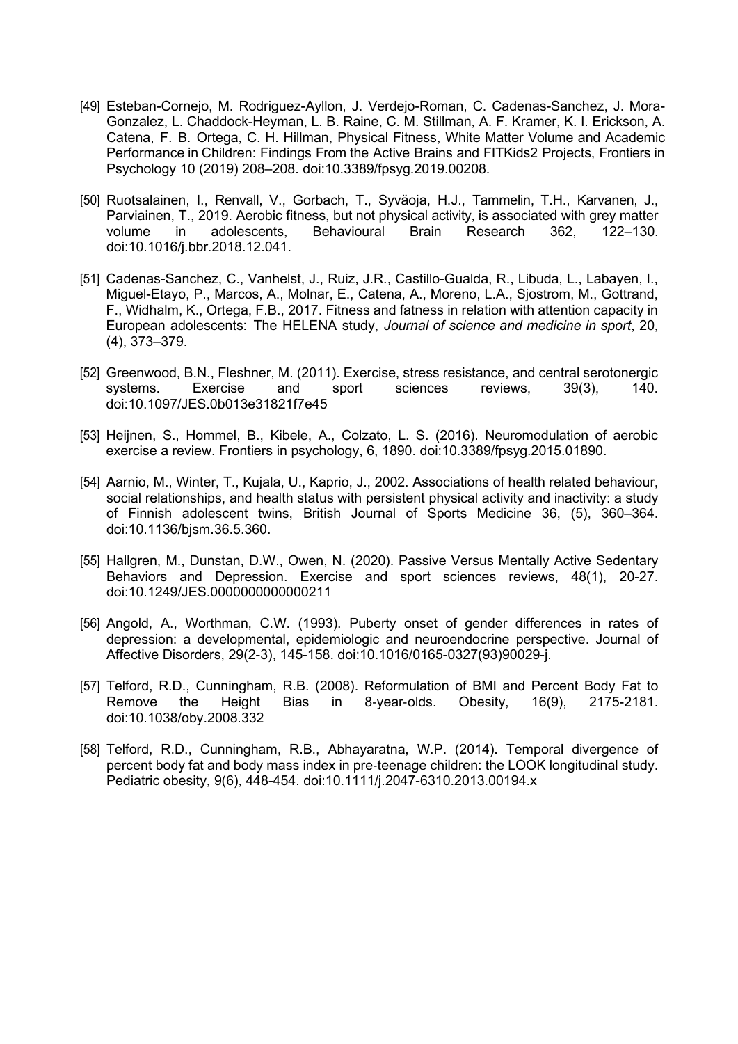[49] Esteban-Cornejo, M. Rodriguez-Ayllon, J. Verdejo-Roman, C. Cadenas-Sanchez, J. Mora-Gonzalez, L. Chaddock-Heyman, L. B. Raine, C. M. Stillman, A. F. Kramer, K. I. Erickson, A. Catena, F. B. Ortega, C. H. Hillman, Physical Fitness, White Matter Volume and Academic Performance in Children: Findings From the Active Brains and FITKids2 Projects, Frontiers in Psychology 10 (2019) 208–208. doi:10.3389/fpsyg.2019.00208.

[50] Ruotsalainen, I., Renvall, V., Gorbach, T., Syväoja, H.J., Tammelin, T.H., Karvanen, J., Parviainen, T., 2019. Aerobic fitness, but not physical activity, is associated with grey matter volume in adolescents, Behavioural Brain Research 362, 122–130. doi:10.1016/j.bbr.2018.12.041.

[51] Cadenas-Sanchez, C., Vanhelst, J., Ruiz, J.R., Castillo-Gualda, R., Libuda, L., Labayen, I., Miguel-Etayo, P., Marcos, A., Molnar, E., Catena, A., Moreno, L.A., Sjostrom, M., Gottrand, F., Widhalm, K., Ortega, F.B., 2017. Fitness and fatness in relation with attention capacity in European adolescents: The HELENA study, *Journal of science and medicine in sport*, 20, (4), 373–379.

[52] Greenwood, B.N., Fleshner, M. (2011). Exercise, stress resistance, and central serotonergic systems. Exercise and sport sciences reviews, 39(3), 140. doi:10.1097/JES.0b013e31821f7e45

[53] Heijnen, S., Hommel, B., Kibele, A., Colzato, L. S. (2016). Neuromodulation of aerobic exercise a review. Frontiers in psychology, 6, 1890. doi:10.3389/fpsyg.2015.01890.

[54] Aarnio, M., Winter, T., Kujala, U., Kaprio, J., 2002. Associations of health related behaviour, social relationships, and health status with persistent physical activity and inactivity: a study of Finnish adolescent twins, British Journal of Sports Medicine 36, (5), 360–364. doi:10.1136/bjsm.36.5.360.

[55] Hallgren, M., Dunstan, D.W., Owen, N. (2020). Passive Versus Mentally Active Sedentary Behaviors and Depression. Exercise and sport sciences reviews, 48(1), 20-27. doi:10.1249/JES.0000000000000211

[56] Angold, A., Worthman, C.W. (1993). Puberty onset of gender differences in rates of depression: a developmental, epidemiologic and neuroendocrine perspective. Journal of Affective Disorders, 29(2-3), 145-158. doi:10.1016/0165-0327(93)90029-j.

[57] Telford, R.D., Cunningham, R.B. (2008). Reformulation of BMI and Percent Body Fat to Remove the Height Bias in 8-year-olds. Obesity, 16(9), 2175-2181. doi:10.1038/oby.2008.332

[58] Telford, R.D., Cunningham, R.B., Abhayaratna, W.P. (2014). Temporal divergence of percent body fat and body mass index in pre-teenage children: the LOOK longitudinal study. Pediatric obesity, 9(6), 448-454. doi:10.1111/j.2047-6310.2013.00194.x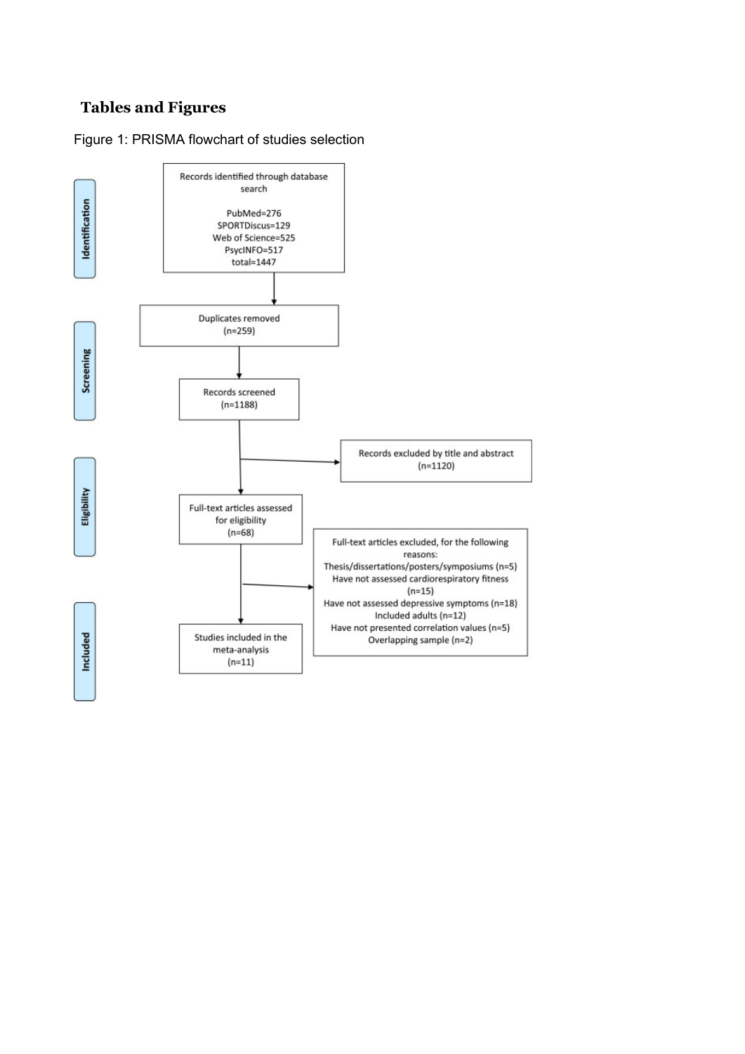## Tables and Figures

Figure 1: PRISMA flowchart of studies selection

**Identification**

Records identified through database search

PubMed=276
SPORTDiscus=129
Web of Science=525
PsycINFO=517
total=1447

**Screening**

Duplicates removed (n=259)

Records screened (n=1188)

Records excluded by title and abstract (n=1120)

**Eligibility**

Full-text articles assessed for eligibility (n=68)

Full-text articles excluded, for the following reasons:
Thesis/dissertations/posters/symposiums (n=5)
Have not assessed cardiorespiratory fitness (n=15)
Have not assessed depressive symptoms (n=18)
Included adults (n=12)
Have not presented correlation values (n=5)
Overlapping sample (n=2)

**Included**

Studies included in the meta-analysis (n=11)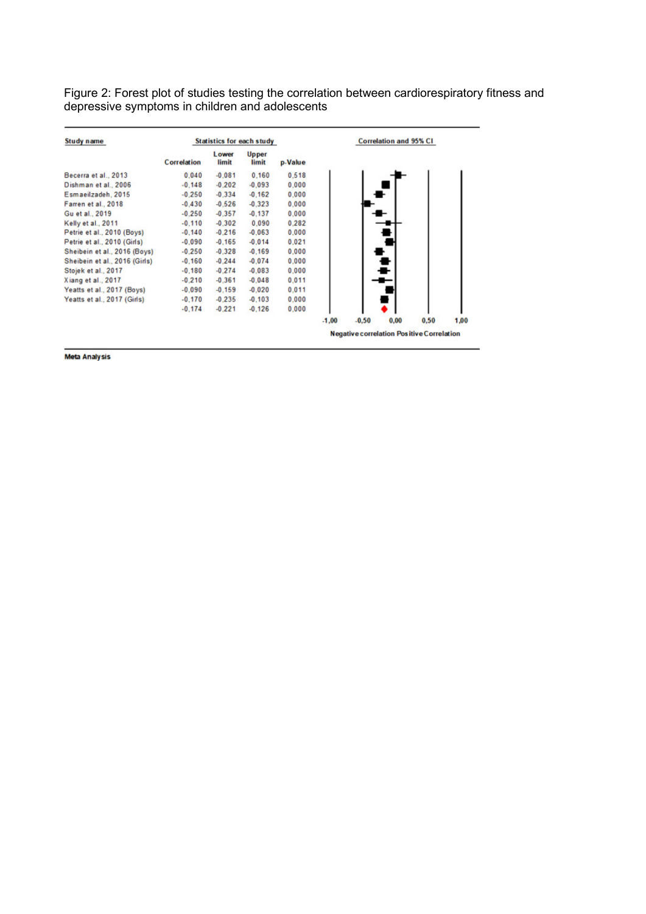Figure 2: Forest plot of studies testing the correlation between cardiorespiratory fitness and depressive symptoms in children and adolescents

| Study name | Correlation | Lower limit | Upper limit | p-Value |
|---|---|---|---|---|
| Becerra et al., 2013 | 0,040 | -0,081 | 0,160 | 0,518 |
| Dishman et al., 2006 | -0,148 | -0,202 | -0,093 | 0,000 |
| Esmaeilzadeh, 2015 | -0,250 | -0,334 | -0,162 | 0,000 |
| Farren et al., 2018 | -0,430 | -0,526 | -0,323 | 0,000 |
| Gu et al., 2019 | -0,250 | -0,357 | -0,137 | 0,000 |
| Kelly et al., 2011 | -0,110 | -0,302 | 0,090 | 0,282 |
| Petrie et al., 2010 (Boys) | -0,140 | -0,216 | -0,063 | 0,000 |
| Petrie et al., 2010 (Girls) | -0,090 | -0,165 | -0,014 | 0,021 |
| Sheibein et al., 2016 (Boys) | -0,250 | -0,328 | -0,169 | 0,000 |
| Sheibein et al., 2016 (Girls) | -0,160 | -0,244 | -0,074 | 0,000 |
| Stojek et al., 2017 | -0,180 | -0,274 | -0,083 | 0,000 |
| Xiang et al., 2017 | -0,210 | -0,361 | -0,048 | 0,011 |
| Yeatts et al., 2017 (Boys) | -0,090 | -0,159 | -0,020 | 0,011 |
| Yeatts et al., 2017 (Girls) | -0,170 | -0,235 | -0,103 | 0,000 |
| | -0,174 | -0,221 | -0,126 | 0,000 |

Correlation and 95% CI: -1,00 to 1,00 — Negative correlation / Positive Correlation

Meta Analysis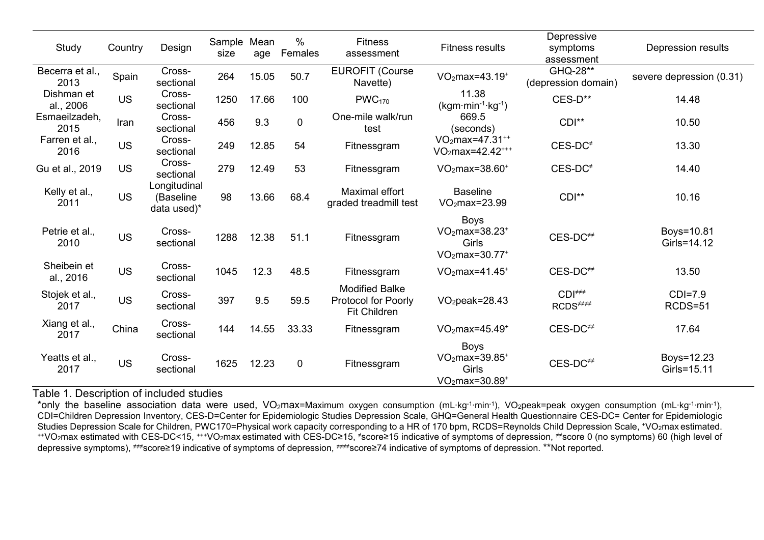| Study | Country | Design | Sample size | Mean age | % Females | Fitness assessment | Fitness results | Depressive symptoms assessment | Depression results |
|---|---|---|---|---|---|---|---|---|---|
| Becerra et al., 2013 | Spain | Cross-sectional | 264 | 15.05 | 50.7 | EUROFIT (Course Navette) | $VO_2max$=43.19⁺ | GHQ-28** (depression domain) | severe depression (0.31) |
| Dishman et al., 2006 | US | Cross-sectional | 1250 | 17.66 | 100 | $PWC_{170}$ | 11.38 ($kgm{\cdot}min^{-1}{\cdot}kg^{-1}$) | CES-D** | 14.48 |
| Esmaeilzadeh, 2015 | Iran | Cross-sectional | 456 | 9.3 | 0 | One-mile walk/run test | 669.5 (seconds) | CDI** | 10.50 |
| Farren et al., 2016 | US | Cross-sectional | 249 | 12.85 | 54 | Fitnessgram | $VO_2max$=47.31⁺⁺ $VO_2max$=42.42⁺⁺⁺ | CES-DC≠ | 13.30 |
| Gu et al., 2019 | US | Cross-sectional | 279 | 12.49 | 53 | Fitnessgram | $VO_2max$=38.60⁺ | CES-DC≠ | 14.40 |
| Kelly et al., 2011 | US | Longitudinal (Baseline data used)* | 98 | 13.66 | 68.4 | Maximal effort graded treadmill test | Baseline $VO_2max$=23.99 | CDI** | 10.16 |
| Petrie et al., 2010 | US | Cross-sectional | 1288 | 12.38 | 51.1 | Fitnessgram | Boys $VO_2max$=38.23⁺ Girls $VO_2max$=30.77⁺ | CES-DC≠≠ | Boys=10.81 Girls=14.12 |
| Sheibein et al., 2016 | US | Cross-sectional | 1045 | 12.3 | 48.5 | Fitnessgram | $VO_2max$=41.45⁺ | CES-DC≠≠ | 13.50 |
| Stojek et al., 2017 | US | Cross-sectional | 397 | 9.5 | 59.5 | Modified Balke Protocol for Poorly Fit Children | $VO_2peak$=28.43 | CDI≠≠≠ RCDS≠≠≠≠ | CDI=7.9 RCDS=51 |
| Xiang et al., 2017 | China | Cross-sectional | 144 | 14.55 | 33.33 | Fitnessgram | $VO_2max$=45.49⁺ | CES-DC≠≠ | 17.64 |
| Yeatts et al., 2017 | US | Cross-sectional | 1625 | 12.23 | 0 | Fitnessgram | Boys $VO_2max$=39.85⁺ Girls $VO_2max$=30.89⁺ | CES-DC≠≠ | Boys=12.23 Girls=15.11 |

Table 1. Description of included studies

*only the baseline association data were used, $VO_2max$=Maximum oxygen consumption ($mL{\cdot}kg^{-1}{\cdot}min^{-1}$), $VO_2peak$=peak oxygen consumption ($mL{\cdot}kg^{-1}{\cdot}min^{-1}$), CDI=Children Depression Inventory, CES-D=Center for Epidemiologic Studies Depression Scale, GHQ=General Health Questionnaire CES-DC= Center for Epidemiologic Studies Depression Scale for Children, PWC170=Physical work capacity corresponding to a HR of 170 bpm, RCDS=Reynolds Child Depression Scale, ⁺$VO_2max$ estimated. ⁺⁺$VO_2max$ estimated with CES-DC<15, ⁺⁺⁺$VO_2max$ estimated with CES-DC≥15, ≠score≥15 indicative of symptoms of depression, ≠≠score 0 (no symptoms) 60 (high level of depressive symptoms), ≠≠≠score≥19 indicative of symptoms of depression, ≠≠≠≠score≥74 indicative of symptoms of depression. **Not reported.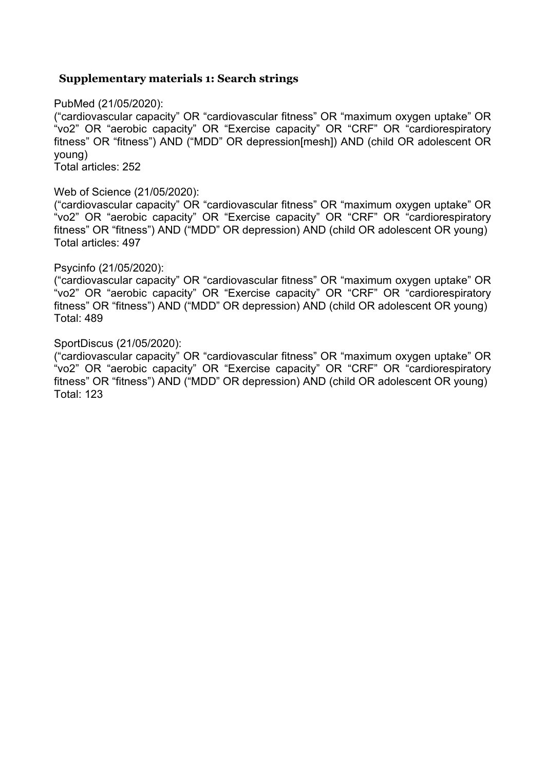## Supplementary materials 1: Search strings

PubMed (21/05/2020):
(“cardiovascular capacity” OR “cardiovascular fitness” OR “maximum oxygen uptake” OR “vo2” OR “aerobic capacity” OR “Exercise capacity” OR “CRF” OR “cardiorespiratory fitness” OR “fitness”) AND (“MDD” OR depression[mesh]) AND (child OR adolescent OR young)
Total articles: 252

Web of Science (21/05/2020):
(“cardiovascular capacity” OR “cardiovascular fitness” OR “maximum oxygen uptake” OR “vo2” OR “aerobic capacity” OR “Exercise capacity” OR “CRF” OR “cardiorespiratory fitness” OR “fitness”) AND (“MDD” OR depression) AND (child OR adolescent OR young)
Total articles: 497

Psycinfo (21/05/2020):
(“cardiovascular capacity” OR “cardiovascular fitness” OR “maximum oxygen uptake” OR “vo2” OR “aerobic capacity” OR “Exercise capacity” OR “CRF” OR “cardiorespiratory fitness” OR “fitness”) AND (“MDD” OR depression) AND (child OR adolescent OR young)
Total: 489

SportDiscus (21/05/2020):
(“cardiovascular capacity” OR “cardiovascular fitness” OR “maximum oxygen uptake” OR “vo2” OR “aerobic capacity” OR “Exercise capacity” OR “CRF” OR “cardiorespiratory fitness” OR “fitness”) AND (“MDD” OR depression) AND (child OR adolescent OR young)
Total: 123